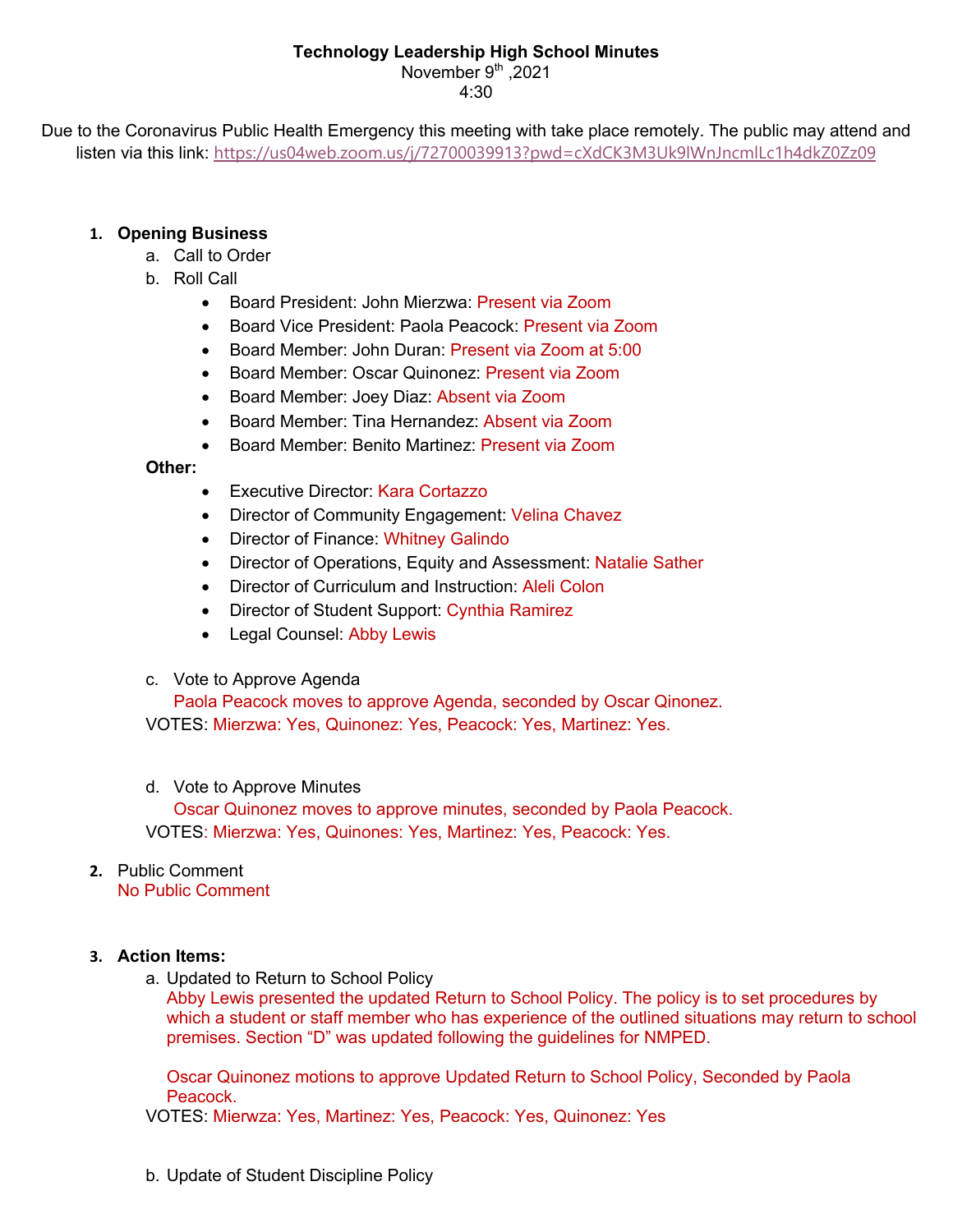**Technology Leadership High School Minutes**
November 9th ,2021
4:30

Due to the Coronavirus Public Health Emergency this meeting with take place remotely. The public may attend and listen via this link: https://us04web.zoom.us/j/72700039913?pwd=cXdCK3M3Uk9lWnJncmlLc1h4dkZ0Zz09

1. **Opening Business**
   a. Call to Order
   b. Roll Call
      - Board President: John Mierzwa: Present via Zoom
      - Board Vice President: Paola Peacock: Present via Zoom
      - Board Member: John Duran: Present via Zoom at 5:00
      - Board Member: Oscar Quinonez: Present via Zoom
      - Board Member: Joey Diaz: Absent via Zoom
      - Board Member: Tina Hernandez: Absent via Zoom
      - Board Member: Benito Martinez: Present via Zoom

   **Other:**
      - Executive Director: Kara Cortazzo
      - Director of Community Engagement: Velina Chavez
      - Director of Finance: Whitney Galindo
      - Director of Operations, Equity and Assessment: Natalie Sather
      - Director of Curriculum and Instruction: Aleli Colon
      - Director of Student Support: Cynthia Ramirez
      - Legal Counsel: Abby Lewis

   c. Vote to Approve Agenda
      Paola Peacock moves to approve Agenda, seconded by Oscar Qinonez.
   VOTES: Mierzwa: Yes, Quinonez: Yes, Peacock: Yes, Martinez: Yes.

   d. Vote to Approve Minutes
      Oscar Quinonez moves to approve minutes, seconded by Paola Peacock.
   VOTES: Mierzwa: Yes, Quinones: Yes, Martinez: Yes, Peacock: Yes.

2. Public Comment
   No Public Comment

3. **Action Items:**
   a. Updated to Return to School Policy
      Abby Lewis presented the updated Return to School Policy. The policy is to set procedures by which a student or staff member who has experience of the outlined situations may return to school premises. Section "D" was updated following the guidelines for NMPED.

      Oscar Quinonez motions to approve Updated Return to School Policy, Seconded by Paola Peacock.
   VOTES: Mierwza: Yes, Martinez: Yes, Peacock: Yes, Quinonez: Yes

   b. Update of Student Discipline Policy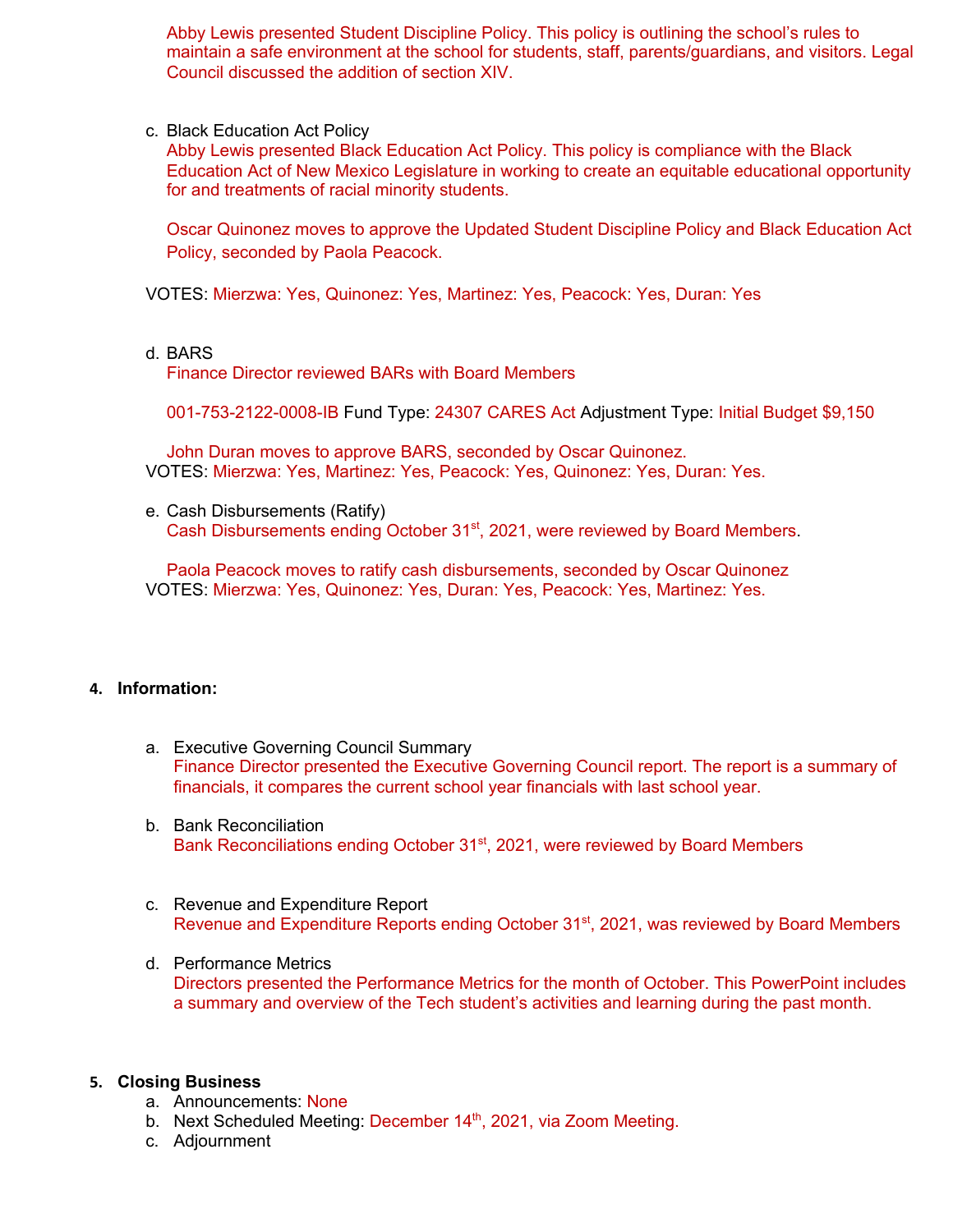Abby Lewis presented Student Discipline Policy. This policy is outlining the school's rules to maintain a safe environment at the school for students, staff, parents/guardians, and visitors. Legal Council discussed the addition of section XIV.

c. Black Education Act Policy
   Abby Lewis presented Black Education Act Policy. This policy is compliance with the Black Education Act of New Mexico Legislature in working to create an equitable educational opportunity for and treatments of racial minority students.

   Oscar Quinonez moves to approve the Updated Student Discipline Policy and Black Education Act Policy, seconded by Paola Peacock.

VOTES: Mierzwa: Yes, Quinonez: Yes, Martinez: Yes, Peacock: Yes, Duran: Yes

d. BARS
   Finance Director reviewed BARs with Board Members

   001-753-2122-0008-IB Fund Type: 24307 CARES Act Adjustment Type: Initial Budget $9,150

   John Duran moves to approve BARS, seconded by Oscar Quinonez.

VOTES: Mierzwa: Yes, Martinez: Yes, Peacock: Yes, Quinonez: Yes, Duran: Yes.

e. Cash Disbursements (Ratify)
   Cash Disbursements ending October 31st, 2021, were reviewed by Board Members.

   Paola Peacock moves to ratify cash disbursements, seconded by Oscar Quinonez

VOTES: Mierzwa: Yes, Quinonez: Yes, Duran: Yes, Peacock: Yes, Martinez: Yes.

**4. Information:**

a. Executive Governing Council Summary
   Finance Director presented the Executive Governing Council report. The report is a summary of financials, it compares the current school year financials with last school year.

b. Bank Reconciliation
   Bank Reconciliations ending October 31st, 2021, were reviewed by Board Members

c. Revenue and Expenditure Report
   Revenue and Expenditure Reports ending October 31st, 2021, was reviewed by Board Members

d. Performance Metrics
   Directors presented the Performance Metrics for the month of October. This PowerPoint includes a summary and overview of the Tech student's activities and learning during the past month.

**5. Closing Business**

a. Announcements: None
b. Next Scheduled Meeting: December 14th, 2021, via Zoom Meeting.
c. Adjournment